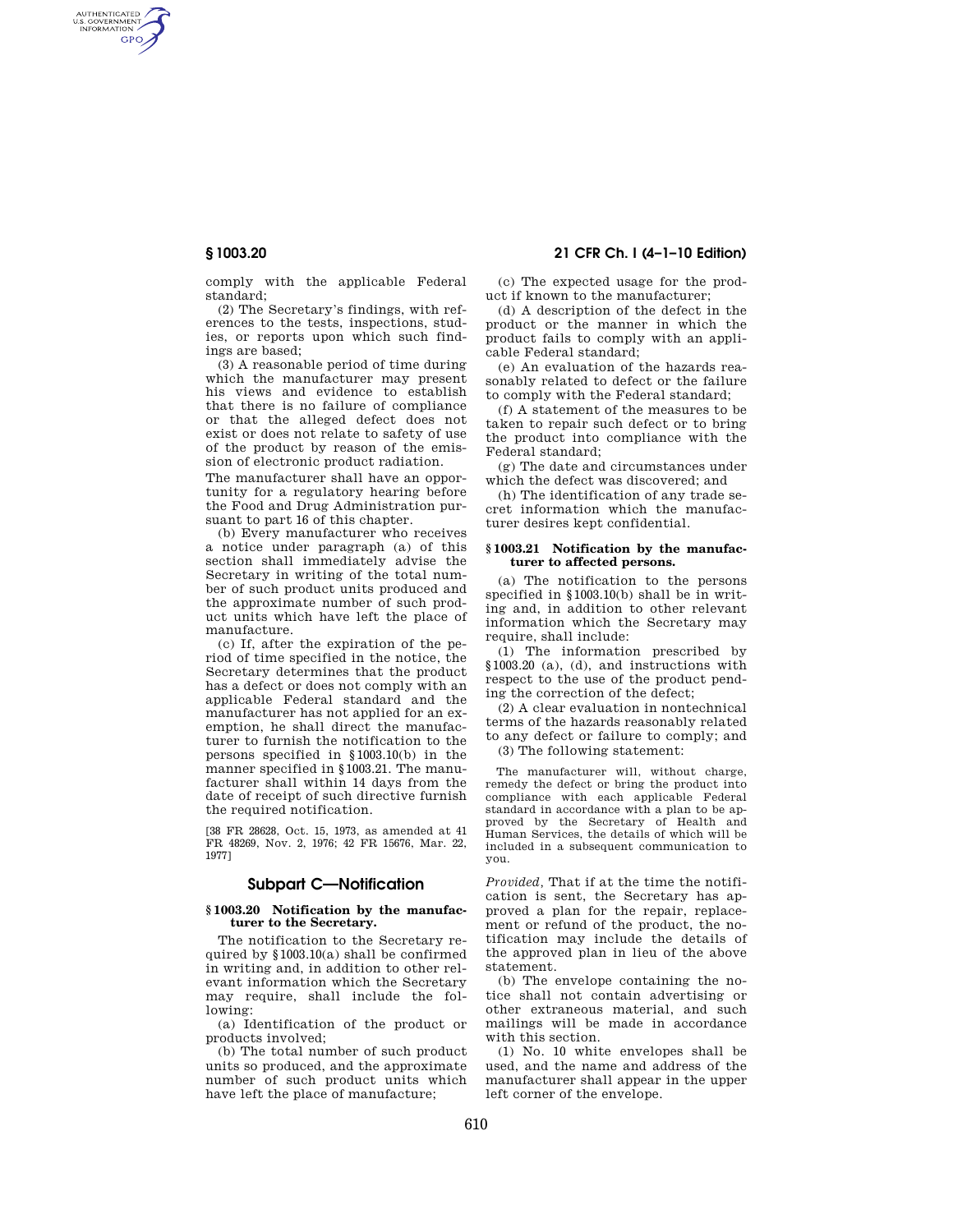comply with the applicable Federal standard;

(2) The Secretary's findings, with references to the tests, inspections, studies, or reports upon which such findings are based;

(3) A reasonable period of time during which the manufacturer may present his views and evidence to establish that there is no failure of compliance or that the alleged defect does not exist or does not relate to safety of use of the product by reason of the emission of electronic product radiation.

The manufacturer shall have an opportunity for a regulatory hearing before the Food and Drug Administration pursuant to part 16 of this chapter.

(b) Every manufacturer who receives a notice under paragraph (a) of this section shall immediately advise the Secretary in writing of the total number of such product units produced and the approximate number of such product units which have left the place of manufacture.

(c) If, after the expiration of the period of time specified in the notice, the Secretary determines that the product has a defect or does not comply with an applicable Federal standard and the manufacturer has not applied for an exemption, he shall direct the manufacturer to furnish the notification to the persons specified in §1003.10(b) in the manner specified in §1003.21. The manufacturer shall within 14 days from the date of receipt of such directive furnish the required notification.

[38 FR 28628, Oct. 15, 1973, as amended at 41 FR 48269, Nov. 2, 1976; 42 FR 15676, Mar. 22, 1977]

## Subpart C—Notification

### §1003.20 Notification by the manufacturer to the Secretary.

The notification to the Secretary required by §1003.10(a) shall be confirmed in writing and, in addition to other relevant information which the Secretary may require, shall include the following:

(a) Identification of the product or products involved;

(b) The total number of such product units so produced, and the approximate number of such product units which have left the place of manufacture;

(c) The expected usage for the product if known to the manufacturer;

(d) A description of the defect in the product or the manner in which the product fails to comply with an applicable Federal standard;

(e) An evaluation of the hazards reasonably related to defect or the failure to comply with the Federal standard;

(f) A statement of the measures to be taken to repair such defect or to bring the product into compliance with the Federal standard;

(g) The date and circumstances under which the defect was discovered; and

(h) The identification of any trade secret information which the manufacturer desires kept confidential.

### §1003.21 Notification by the manufacturer to affected persons.

(a) The notification to the persons specified in §1003.10(b) shall be in writing and, in addition to other relevant information which the Secretary may require, shall include:

(1) The information prescribed by §1003.20 (a), (d), and instructions with respect to the use of the product pending the correction of the defect;

(2) A clear evaluation in nontechnical terms of the hazards reasonably related to any defect or failure to comply; and

(3) The following statement:

> The manufacturer will, without charge, remedy the defect or bring the product into compliance with each applicable Federal standard in accordance with a plan to be approved by the Secretary of Health and Human Services, the details of which will be included in a subsequent communication to you.

*Provided*, That if at the time the notification is sent, the Secretary has approved a plan for the repair, replacement or refund of the product, the notification may include the details of the approved plan in lieu of the above statement.

(b) The envelope containing the notice shall not contain advertising or other extraneous material, and such mailings will be made in accordance with this section.

(1) No. 10 white envelopes shall be used, and the name and address of the manufacturer shall appear in the upper left corner of the envelope.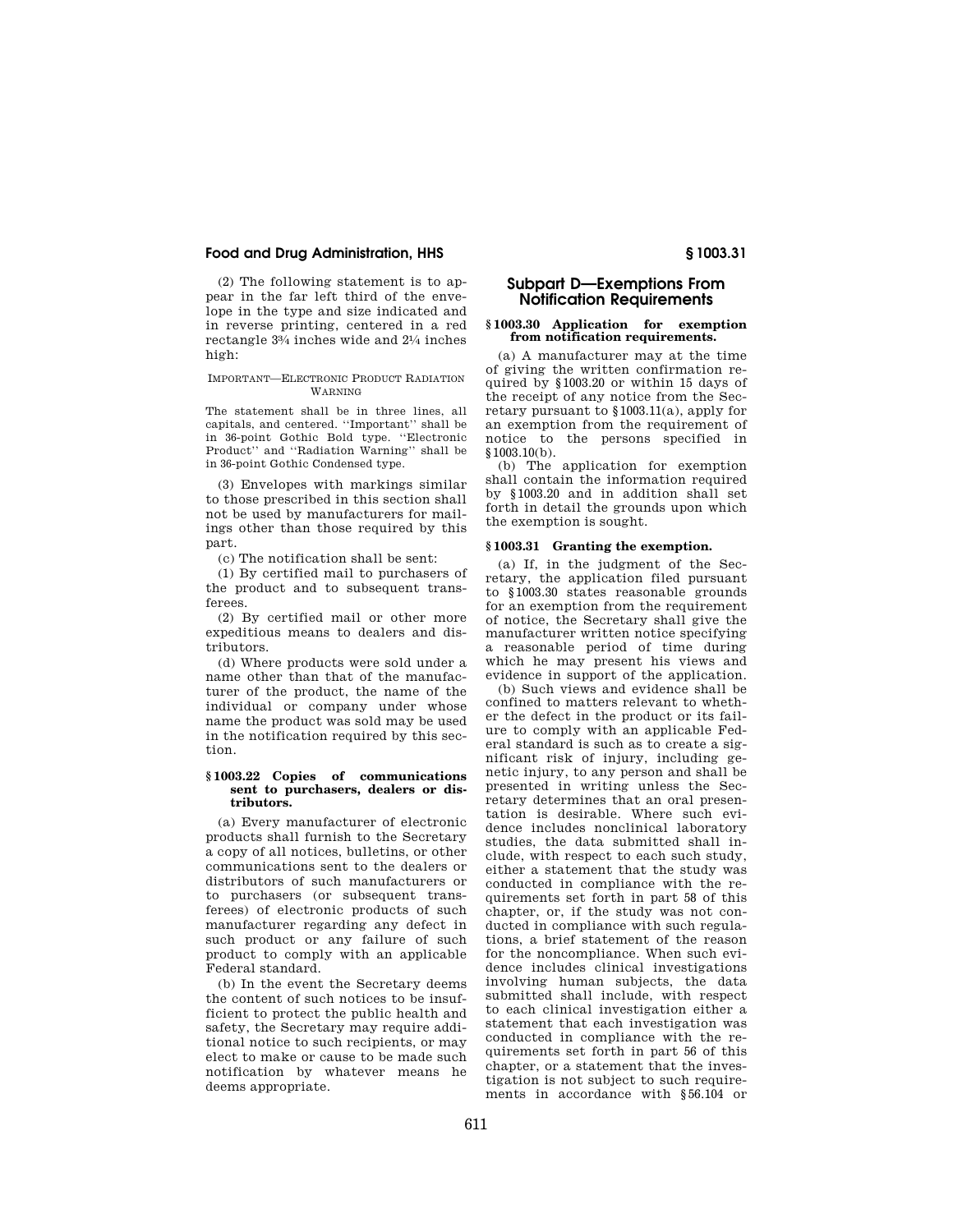(2) The following statement is to appear in the far left third of the envelope in the type and size indicated and in reverse printing, centered in a red rectangle 3¾ inches wide and 2¼ inches high:

IMPORTANT—ELECTRONIC PRODUCT RADIATION WARNING

The statement shall be in three lines, all capitals, and centered. ''Important'' shall be in 36-point Gothic Bold type. ''Electronic Product'' and ''Radiation Warning'' shall be in 36-point Gothic Condensed type.

(3) Envelopes with markings similar to those prescribed in this section shall not be used by manufacturers for mailings other than those required by this part.

(c) The notification shall be sent:

(1) By certified mail to purchasers of the product and to subsequent transferees.

(2) By certified mail or other more expeditious means to dealers and distributors.

(d) Where products were sold under a name other than that of the manufacturer of the product, the name of the individual or company under whose name the product was sold may be used in the notification required by this section.

### § 1003.22 Copies of communications sent to purchasers, dealers or distributors.

(a) Every manufacturer of electronic products shall furnish to the Secretary a copy of all notices, bulletins, or other communications sent to the dealers or distributors of such manufacturers or to purchasers (or subsequent transferees) of electronic products of such manufacturer regarding any defect in such product or any failure of such product to comply with an applicable Federal standard.

(b) In the event the Secretary deems the content of such notices to be insufficient to protect the public health and safety, the Secretary may require additional notice to such recipients, or may elect to make or cause to be made such notification by whatever means he deems appropriate.

## Subpart D—Exemptions From Notification Requirements

### § 1003.30 Application for exemption from notification requirements.

(a) A manufacturer may at the time of giving the written confirmation required by § 1003.20 or within 15 days of the receipt of any notice from the Secretary pursuant to § 1003.11(a), apply for an exemption from the requirement of notice to the persons specified in § 1003.10(b).

(b) The application for exemption shall contain the information required by § 1003.20 and in addition shall set forth in detail the grounds upon which the exemption is sought.

### § 1003.31 Granting the exemption.

(a) If, in the judgment of the Secretary, the application filed pursuant to § 1003.30 states reasonable grounds for an exemption from the requirement of notice, the Secretary shall give the manufacturer written notice specifying a reasonable period of time during which he may present his views and evidence in support of the application.

(b) Such views and evidence shall be confined to matters relevant to whether the defect in the product or its failure to comply with an applicable Federal standard is such as to create a significant risk of injury, including genetic injury, to any person and shall be presented in writing unless the Secretary determines that an oral presentation is desirable. Where such evidence includes nonclinical laboratory studies, the data submitted shall include, with respect to each such study, either a statement that the study was conducted in compliance with the requirements set forth in part 58 of this chapter, or, if the study was not conducted in compliance with such regulations, a brief statement of the reason for the noncompliance. When such evidence includes clinical investigations involving human subjects, the data submitted shall include, with respect to each clinical investigation either a statement that each investigation was conducted in compliance with the requirements set forth in part 56 of this chapter, or a statement that the investigation is not subject to such requirements in accordance with § 56.104 or